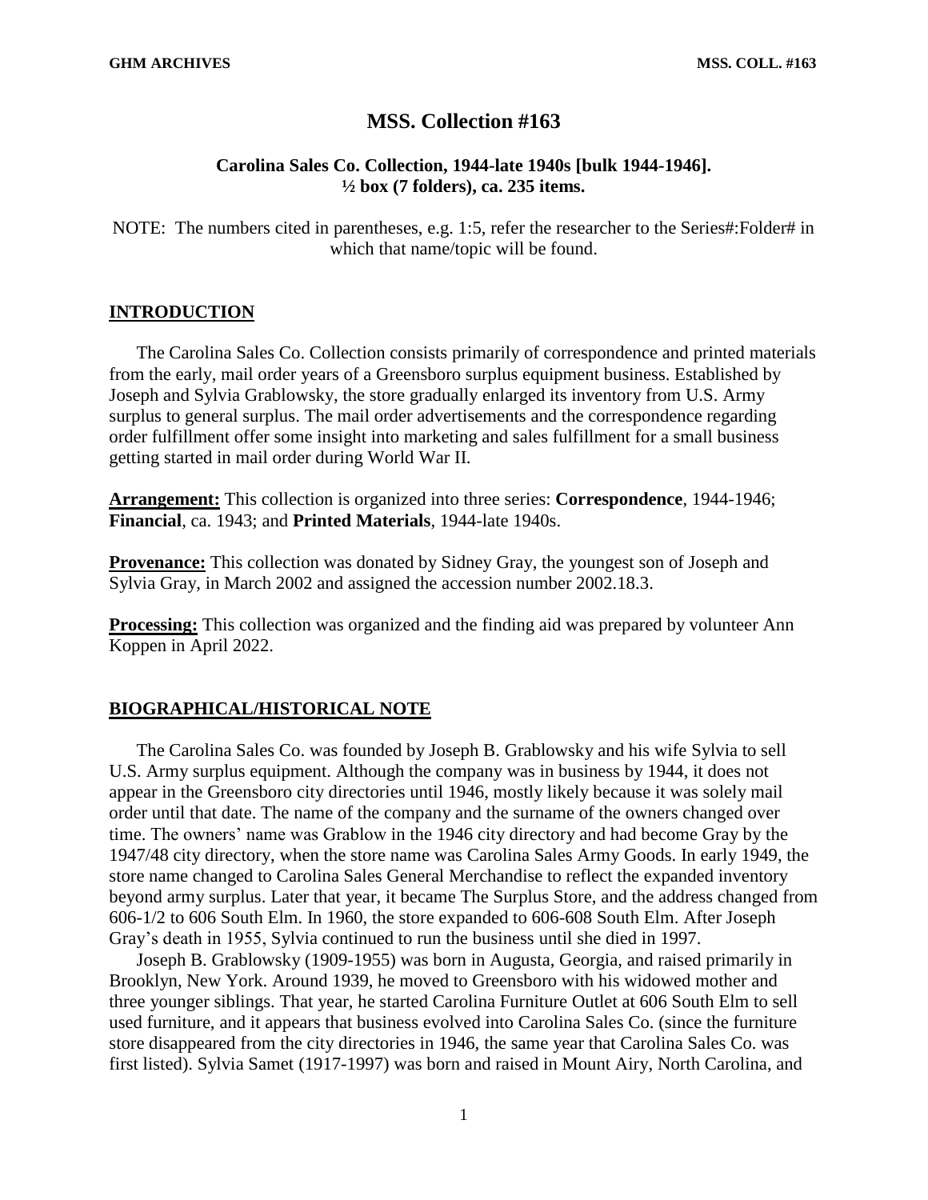# MSS. Collection #163

### Carolina Sales Co. Collection, 1944-late 1940s [bulk 1944-1946].
### ½ box (7 folders), ca. 235 items.

NOTE: The numbers cited in parentheses, e.g. 1:5, refer the researcher to the Series#:Folder# in which that name/topic will be found.

## INTRODUCTION

The Carolina Sales Co. Collection consists primarily of correspondence and printed materials from the early, mail order years of a Greensboro surplus equipment business. Established by Joseph and Sylvia Grablowsky, the store gradually enlarged its inventory from U.S. Army surplus to general surplus. The mail order advertisements and the correspondence regarding order fulfillment offer some insight into marketing and sales fulfillment for a small business getting started in mail order during World War II.

**Arrangement:** This collection is organized into three series: **Correspondence**, 1944-1946; **Financial**, ca. 1943; and **Printed Materials**, 1944-late 1940s.

**Provenance:** This collection was donated by Sidney Gray, the youngest son of Joseph and Sylvia Gray, in March 2002 and assigned the accession number 2002.18.3.

**Processing:** This collection was organized and the finding aid was prepared by volunteer Ann Koppen in April 2022.

## BIOGRAPHICAL/HISTORICAL NOTE

The Carolina Sales Co. was founded by Joseph B. Grablowsky and his wife Sylvia to sell U.S. Army surplus equipment. Although the company was in business by 1944, it does not appear in the Greensboro city directories until 1946, mostly likely because it was solely mail order until that date. The name of the company and the surname of the owners changed over time. The owners' name was Grablow in the 1946 city directory and had become Gray by the 1947/48 city directory, when the store name was Carolina Sales Army Goods. In early 1949, the store name changed to Carolina Sales General Merchandise to reflect the expanded inventory beyond army surplus. Later that year, it became The Surplus Store, and the address changed from 606-1/2 to 606 South Elm. In 1960, the store expanded to 606-608 South Elm. After Joseph Gray's death in 1955, Sylvia continued to run the business until she died in 1997.

Joseph B. Grablowsky (1909-1955) was born in Augusta, Georgia, and raised primarily in Brooklyn, New York. Around 1939, he moved to Greensboro with his widowed mother and three younger siblings. That year, he started Carolina Furniture Outlet at 606 South Elm to sell used furniture, and it appears that business evolved into Carolina Sales Co. (since the furniture store disappeared from the city directories in 1946, the same year that Carolina Sales Co. was first listed). Sylvia Samet (1917-1997) was born and raised in Mount Airy, North Carolina, and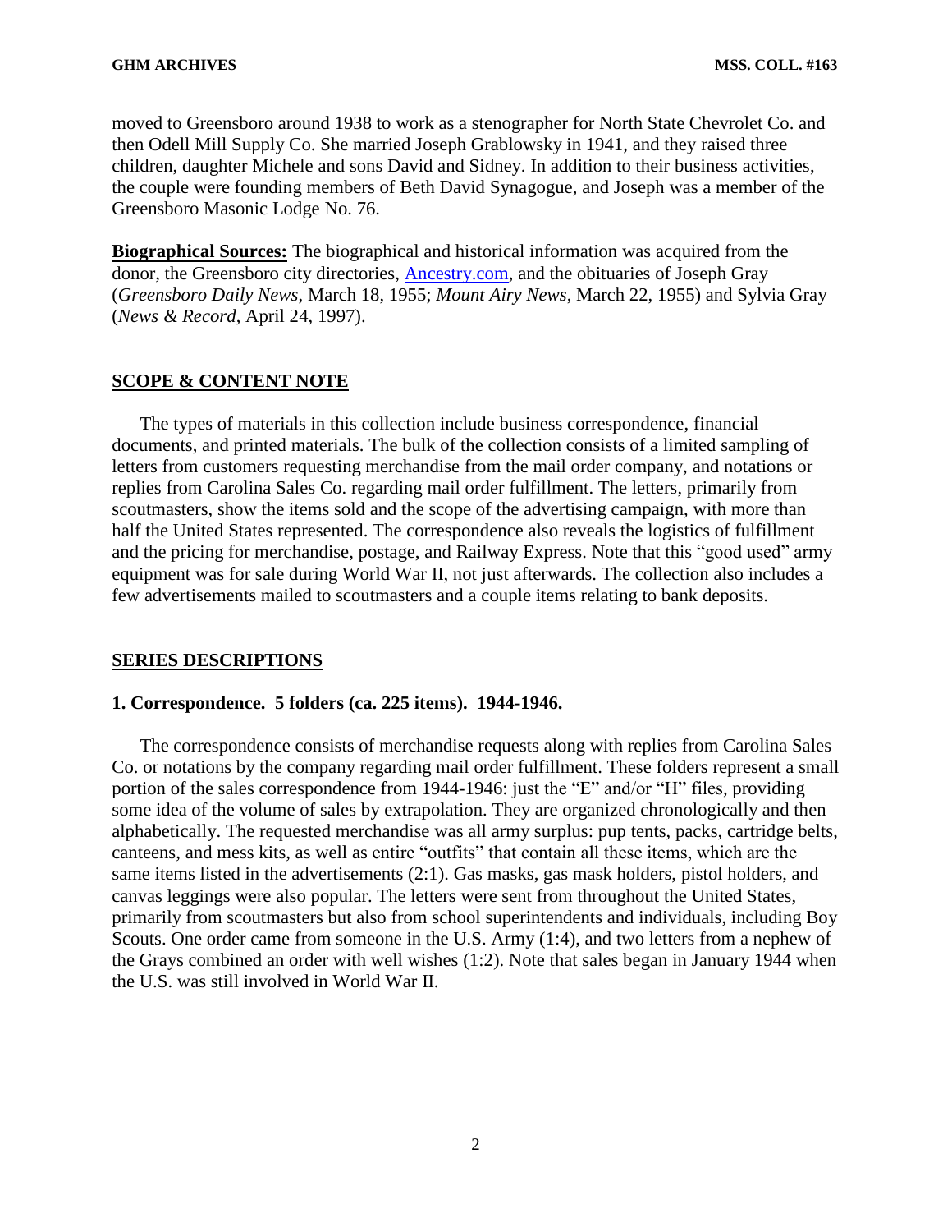moved to Greensboro around 1938 to work as a stenographer for North State Chevrolet Co. and then Odell Mill Supply Co. She married Joseph Grablowsky in 1941, and they raised three children, daughter Michele and sons David and Sidney. In addition to their business activities, the couple were founding members of Beth David Synagogue, and Joseph was a member of the Greensboro Masonic Lodge No. 76.

**Biographical Sources:** The biographical and historical information was acquired from the donor, the Greensboro city directories, Ancestry.com, and the obituaries of Joseph Gray (*Greensboro Daily News*, March 18, 1955; *Mount Airy News*, March 22, 1955) and Sylvia Gray (*News & Record*, April 24, 1997).

## SCOPE & CONTENT NOTE

The types of materials in this collection include business correspondence, financial documents, and printed materials. The bulk of the collection consists of a limited sampling of letters from customers requesting merchandise from the mail order company, and notations or replies from Carolina Sales Co. regarding mail order fulfillment. The letters, primarily from scoutmasters, show the items sold and the scope of the advertising campaign, with more than half the United States represented. The correspondence also reveals the logistics of fulfillment and the pricing for merchandise, postage, and Railway Express. Note that this "good used" army equipment was for sale during World War II, not just afterwards. The collection also includes a few advertisements mailed to scoutmasters and a couple items relating to bank deposits.

## SERIES DESCRIPTIONS

### 1. Correspondence. 5 folders (ca. 225 items). 1944-1946.

The correspondence consists of merchandise requests along with replies from Carolina Sales Co. or notations by the company regarding mail order fulfillment. These folders represent a small portion of the sales correspondence from 1944-1946: just the "E" and/or "H" files, providing some idea of the volume of sales by extrapolation. They are organized chronologically and then alphabetically. The requested merchandise was all army surplus: pup tents, packs, cartridge belts, canteens, and mess kits, as well as entire "outfits" that contain all these items, which are the same items listed in the advertisements (2:1). Gas masks, gas mask holders, pistol holders, and canvas leggings were also popular. The letters were sent from throughout the United States, primarily from scoutmasters but also from school superintendents and individuals, including Boy Scouts. One order came from someone in the U.S. Army (1:4), and two letters from a nephew of the Grays combined an order with well wishes (1:2). Note that sales began in January 1944 when the U.S. was still involved in World War II.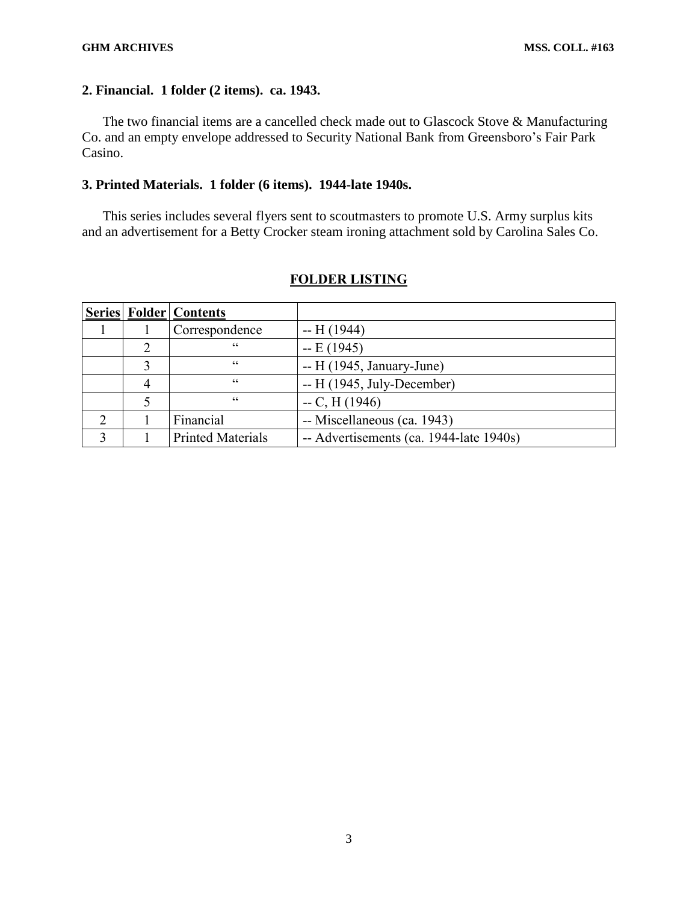**2. Financial. 1 folder (2 items). ca. 1943.**

The two financial items are a cancelled check made out to Glascock Stove & Manufacturing Co. and an empty envelope addressed to Security National Bank from Greensboro's Fair Park Casino.

**3. Printed Materials. 1 folder (6 items). 1944-late 1940s.**

This series includes several flyers sent to scoutmasters to promote U.S. Army surplus kits and an advertisement for a Betty Crocker steam ironing attachment sold by Carolina Sales Co.

## FOLDER LISTING

| Series | Folder | Contents | |
|---|---|---|---|
| 1 | 1 | Correspondence | -- H (1944) |
| | 2 | " | -- E (1945) |
| | 3 | " | -- H (1945, January-June) |
| | 4 | " | -- H (1945, July-December) |
| | 5 | " | -- C, H (1946) |
| 2 | 1 | Financial | -- Miscellaneous (ca. 1943) |
| 3 | 1 | Printed Materials | -- Advertisements (ca. 1944-late 1940s) |